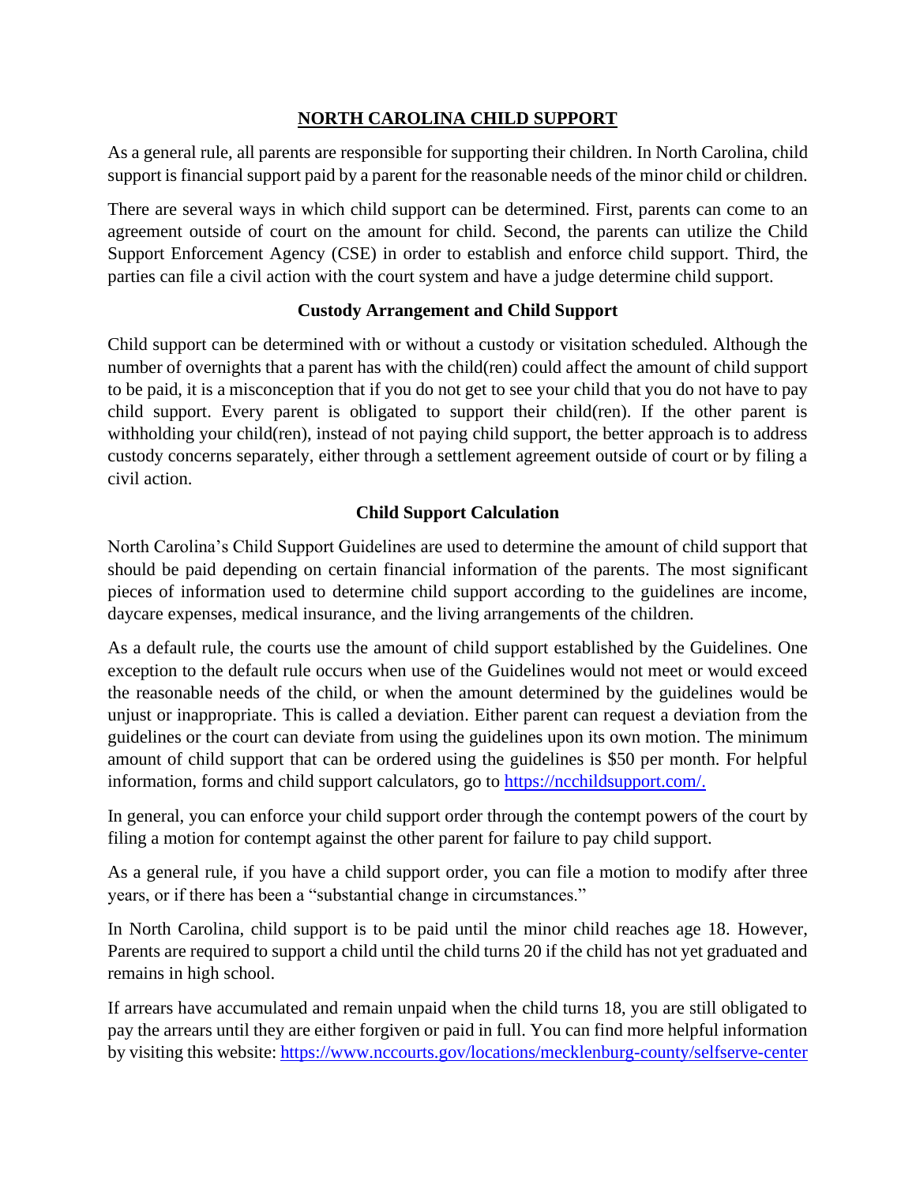# NORTH CAROLINA CHILD SUPPORT

As a general rule, all parents are responsible for supporting their children. In North Carolina, child support is financial support paid by a parent for the reasonable needs of the minor child or children.

There are several ways in which child support can be determined. First, parents can come to an agreement outside of court on the amount for child. Second, the parents can utilize the Child Support Enforcement Agency (CSE) in order to establish and enforce child support. Third, the parties can file a civil action with the court system and have a judge determine child support.

## Custody Arrangement and Child Support

Child support can be determined with or without a custody or visitation scheduled. Although the number of overnights that a parent has with the child(ren) could affect the amount of child support to be paid, it is a misconception that if you do not get to see your child that you do not have to pay child support. Every parent is obligated to support their child(ren). If the other parent is withholding your child(ren), instead of not paying child support, the better approach is to address custody concerns separately, either through a settlement agreement outside of court or by filing a civil action.

## Child Support Calculation

North Carolina's Child Support Guidelines are used to determine the amount of child support that should be paid depending on certain financial information of the parents. The most significant pieces of information used to determine child support according to the guidelines are income, daycare expenses, medical insurance, and the living arrangements of the children.

As a default rule, the courts use the amount of child support established by the Guidelines. One exception to the default rule occurs when use of the Guidelines would not meet or would exceed the reasonable needs of the child, or when the amount determined by the guidelines would be unjust or inappropriate. This is called a deviation. Either parent can request a deviation from the guidelines or the court can deviate from using the guidelines upon its own motion. The minimum amount of child support that can be ordered using the guidelines is $50 per month. For helpful information, forms and child support calculators, go to [https://ncchildsupport.com/.](https://ncchildsupport.com/)

In general, you can enforce your child support order through the contempt powers of the court by filing a motion for contempt against the other parent for failure to pay child support.

As a general rule, if you have a child support order, you can file a motion to modify after three years, or if there has been a "substantial change in circumstances."

In North Carolina, child support is to be paid until the minor child reaches age 18. However, Parents are required to support a child until the child turns 20 if the child has not yet graduated and remains in high school.

If arrears have accumulated and remain unpaid when the child turns 18, you are still obligated to pay the arrears until they are either forgiven or paid in full. You can find more helpful information by visiting this website: [https://www.nccourts.gov/locations/mecklenburg-county/selfserve-center](https://www.nccourts.gov/locations/mecklenburg-county/selfserve-center)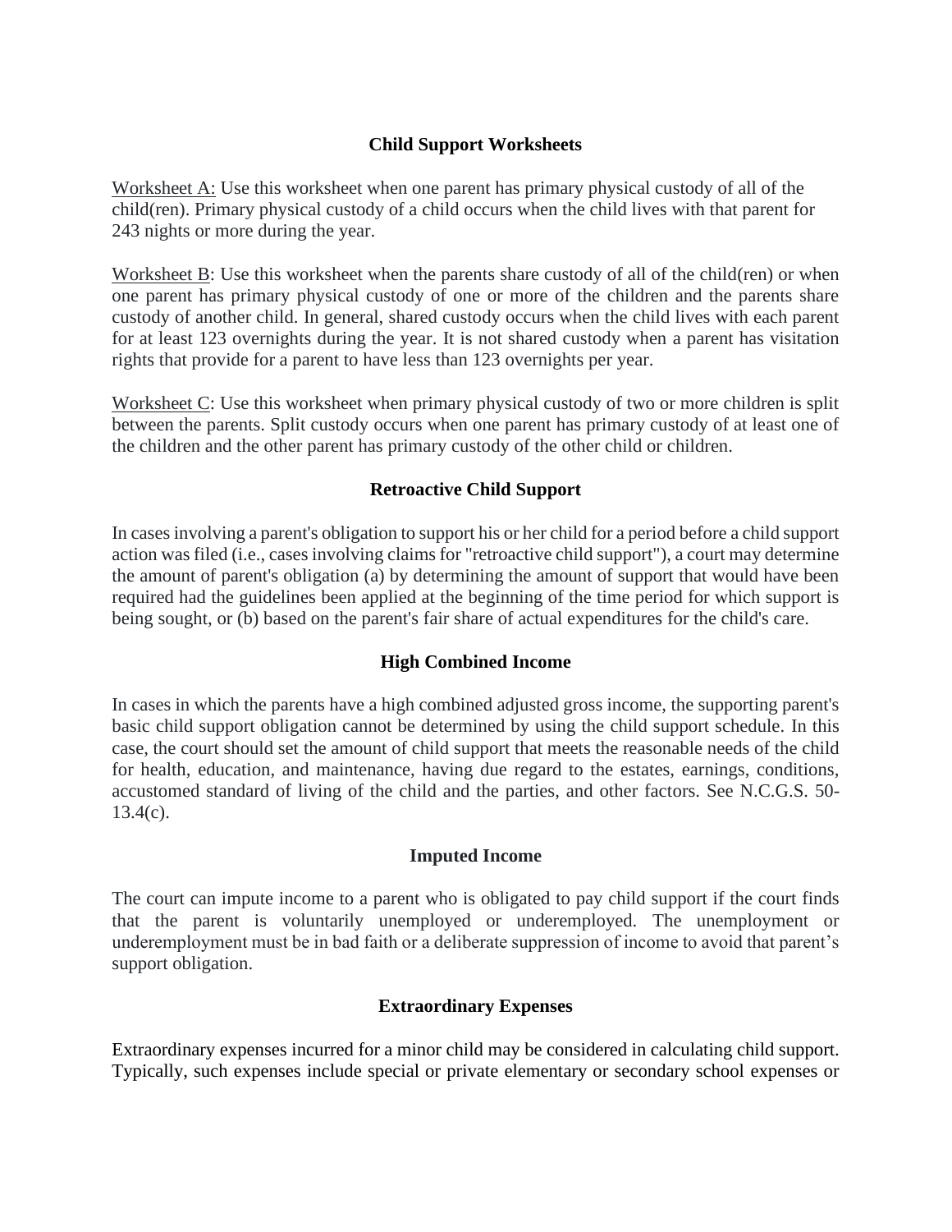## Child Support Worksheets

<u>Worksheet A:</u> Use this worksheet when one parent has primary physical custody of all of the child(ren). Primary physical custody of a child occurs when the child lives with that parent for 243 nights or more during the year.

<u>Worksheet B</u>: Use this worksheet when the parents share custody of all of the child(ren) or when one parent has primary physical custody of one or more of the children and the parents share custody of another child. In general, shared custody occurs when the child lives with each parent for at least 123 overnights during the year. It is not shared custody when a parent has visitation rights that provide for a parent to have less than 123 overnights per year.

<u>Worksheet C</u>: Use this worksheet when primary physical custody of two or more children is split between the parents. Split custody occurs when one parent has primary custody of at least one of the children and the other parent has primary custody of the other child or children.

## Retroactive Child Support

In cases involving a parent's obligation to support his or her child for a period before a child support action was filed (i.e., cases involving claims for "retroactive child support"), a court may determine the amount of parent's obligation (a) by determining the amount of support that would have been required had the guidelines been applied at the beginning of the time period for which support is being sought, or (b) based on the parent's fair share of actual expenditures for the child's care.

## High Combined Income

In cases in which the parents have a high combined adjusted gross income, the supporting parent's basic child support obligation cannot be determined by using the child support schedule. In this case, the court should set the amount of child support that meets the reasonable needs of the child for health, education, and maintenance, having due regard to the estates, earnings, conditions, accustomed standard of living of the child and the parties, and other factors. See N.C.G.S. 50-13.4(c).

## Imputed Income

The court can impute income to a parent who is obligated to pay child support if the court finds that the parent is voluntarily unemployed or underemployed. The unemployment or underemployment must be in bad faith or a deliberate suppression of income to avoid that parent’s support obligation.

## Extraordinary Expenses

Extraordinary expenses incurred for a minor child may be considered in calculating child support. Typically, such expenses include special or private elementary or secondary school expenses or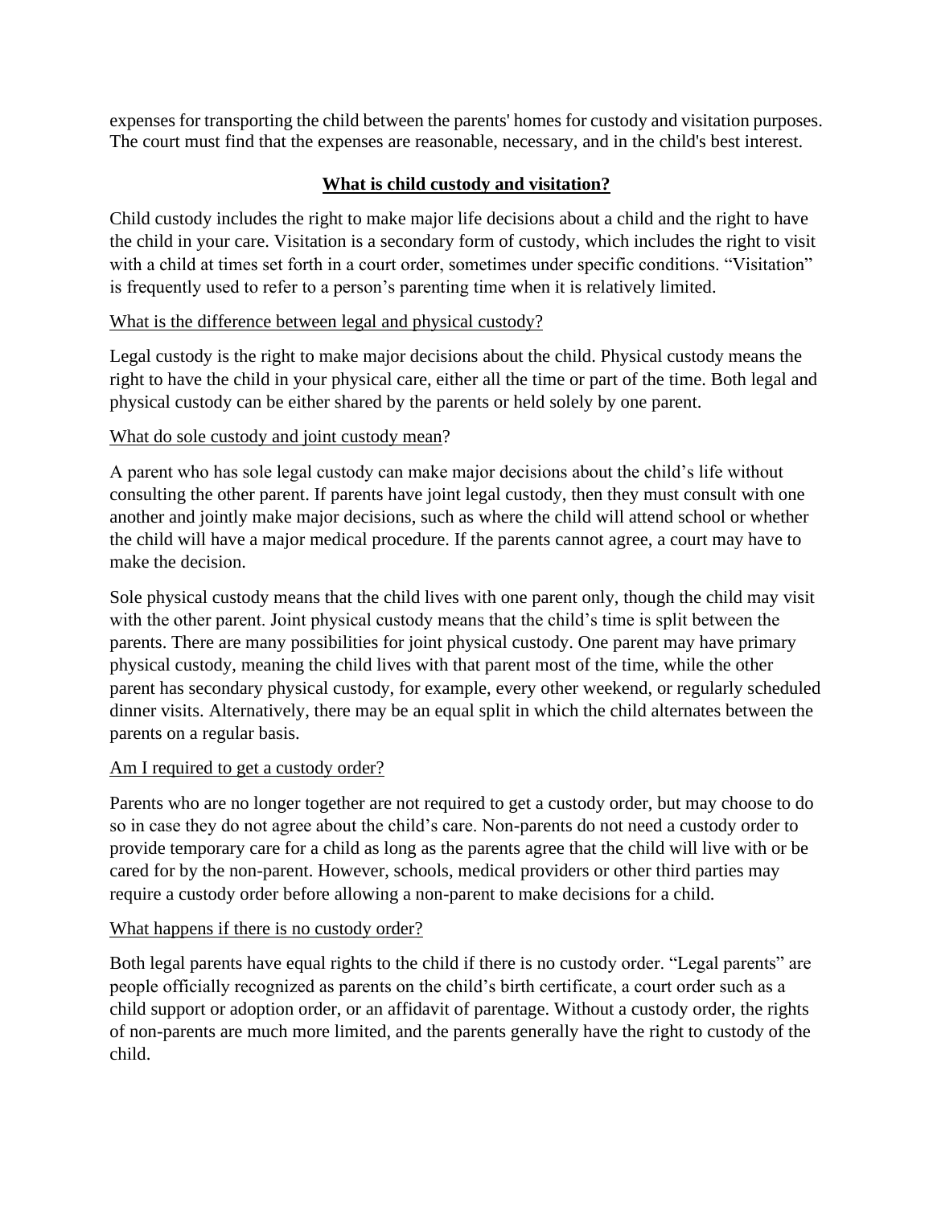expenses for transporting the child between the parents' homes for custody and visitation purposes. The court must find that the expenses are reasonable, necessary, and in the child's best interest.

## What is child custody and visitation?

Child custody includes the right to make major life decisions about a child and the right to have the child in your care. Visitation is a secondary form of custody, which includes the right to visit with a child at times set forth in a court order, sometimes under specific conditions. “Visitation” is frequently used to refer to a person’s parenting time when it is relatively limited.

### What is the difference between legal and physical custody?

Legal custody is the right to make major decisions about the child. Physical custody means the right to have the child in your physical care, either all the time or part of the time. Both legal and physical custody can be either shared by the parents or held solely by one parent.

### What do sole custody and joint custody mean?

A parent who has sole legal custody can make major decisions about the child’s life without consulting the other parent. If parents have joint legal custody, then they must consult with one another and jointly make major decisions, such as where the child will attend school or whether the child will have a major medical procedure. If the parents cannot agree, a court may have to make the decision.

Sole physical custody means that the child lives with one parent only, though the child may visit with the other parent. Joint physical custody means that the child’s time is split between the parents. There are many possibilities for joint physical custody. One parent may have primary physical custody, meaning the child lives with that parent most of the time, while the other parent has secondary physical custody, for example, every other weekend, or regularly scheduled dinner visits. Alternatively, there may be an equal split in which the child alternates between the parents on a regular basis.

### Am I required to get a custody order?

Parents who are no longer together are not required to get a custody order, but may choose to do so in case they do not agree about the child’s care. Non-parents do not need a custody order to provide temporary care for a child as long as the parents agree that the child will live with or be cared for by the non-parent. However, schools, medical providers or other third parties may require a custody order before allowing a non-parent to make decisions for a child.

### What happens if there is no custody order?

Both legal parents have equal rights to the child if there is no custody order. “Legal parents” are people officially recognized as parents on the child’s birth certificate, a court order such as a child support or adoption order, or an affidavit of parentage. Without a custody order, the rights of non-parents are much more limited, and the parents generally have the right to custody of the child.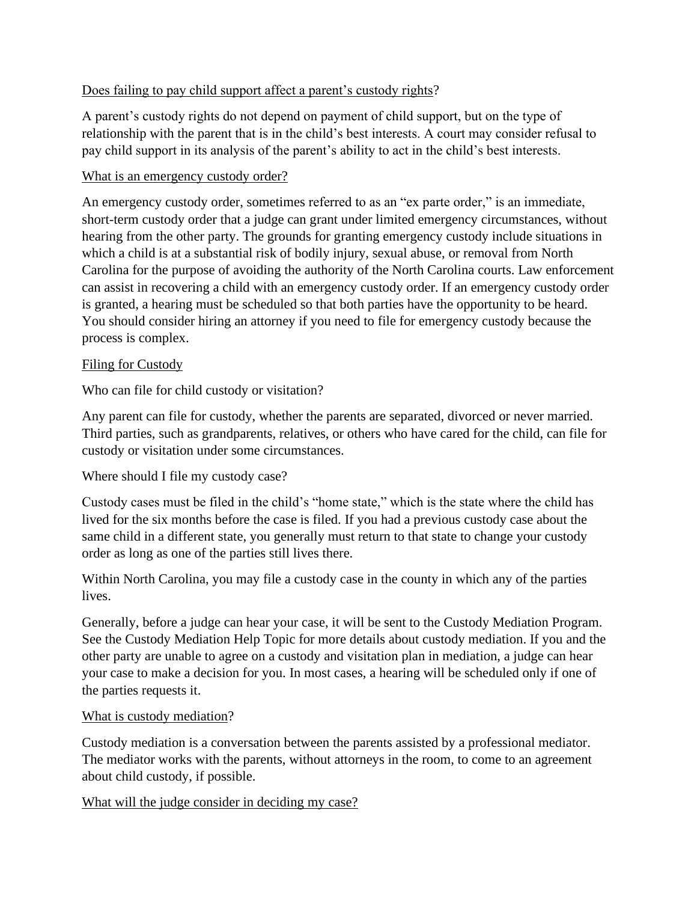### Does failing to pay child support affect a parent's custody rights?

A parent's custody rights do not depend on payment of child support, but on the type of relationship with the parent that is in the child's best interests. A court may consider refusal to pay child support in its analysis of the parent's ability to act in the child's best interests.

### What is an emergency custody order?

An emergency custody order, sometimes referred to as an "ex parte order," is an immediate, short-term custody order that a judge can grant under limited emergency circumstances, without hearing from the other party. The grounds for granting emergency custody include situations in which a child is at a substantial risk of bodily injury, sexual abuse, or removal from North Carolina for the purpose of avoiding the authority of the North Carolina courts. Law enforcement can assist in recovering a child with an emergency custody order. If an emergency custody order is granted, a hearing must be scheduled so that both parties have the opportunity to be heard. You should consider hiring an attorney if you need to file for emergency custody because the process is complex.

## Filing for Custody

Who can file for child custody or visitation?

Any parent can file for custody, whether the parents are separated, divorced or never married. Third parties, such as grandparents, relatives, or others who have cared for the child, can file for custody or visitation under some circumstances.

Where should I file my custody case?

Custody cases must be filed in the child's "home state," which is the state where the child has lived for the six months before the case is filed. If you had a previous custody case about the same child in a different state, you generally must return to that state to change your custody order as long as one of the parties still lives there.

Within North Carolina, you may file a custody case in the county in which any of the parties lives.

Generally, before a judge can hear your case, it will be sent to the Custody Mediation Program. See the Custody Mediation Help Topic for more details about custody mediation. If you and the other party are unable to agree on a custody and visitation plan in mediation, a judge can hear your case to make a decision for you. In most cases, a hearing will be scheduled only if one of the parties requests it.

### What is custody mediation?

Custody mediation is a conversation between the parents assisted by a professional mediator. The mediator works with the parents, without attorneys in the room, to come to an agreement about child custody, if possible.

### What will the judge consider in deciding my case?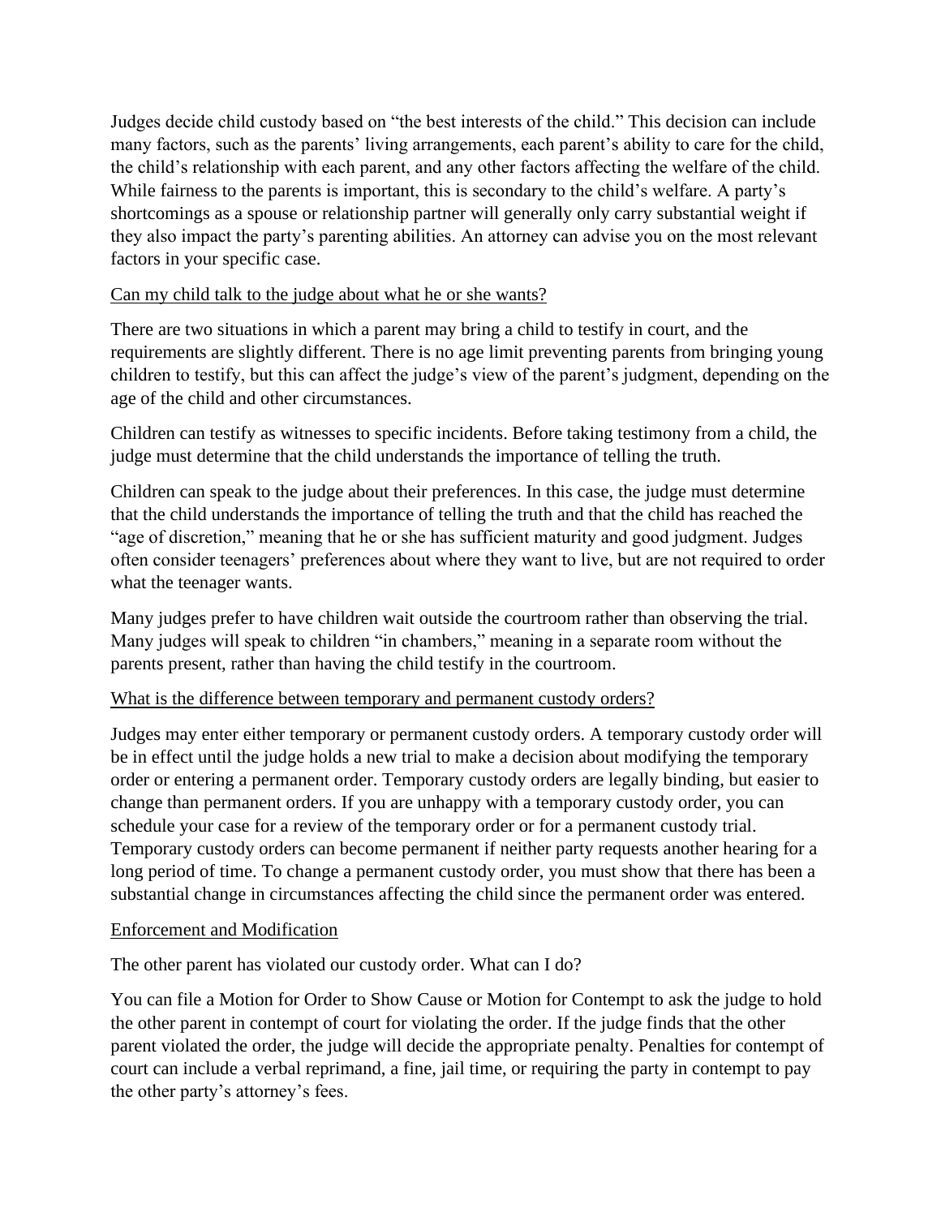Judges decide child custody based on "the best interests of the child." This decision can include many factors, such as the parents' living arrangements, each parent's ability to care for the child, the child's relationship with each parent, and any other factors affecting the welfare of the child. While fairness to the parents is important, this is secondary to the child's welfare. A party's shortcomings as a spouse or relationship partner will generally only carry substantial weight if they also impact the party's parenting abilities. An attorney can advise you on the most relevant factors in your specific case.

<u>Can my child talk to the judge about what he or she wants?</u>

There are two situations in which a parent may bring a child to testify in court, and the requirements are slightly different. There is no age limit preventing parents from bringing young children to testify, but this can affect the judge's view of the parent's judgment, depending on the age of the child and other circumstances.

Children can testify as witnesses to specific incidents. Before taking testimony from a child, the judge must determine that the child understands the importance of telling the truth.

Children can speak to the judge about their preferences. In this case, the judge must determine that the child understands the importance of telling the truth and that the child has reached the "age of discretion," meaning that he or she has sufficient maturity and good judgment. Judges often consider teenagers' preferences about where they want to live, but are not required to order what the teenager wants.

Many judges prefer to have children wait outside the courtroom rather than observing the trial. Many judges will speak to children "in chambers," meaning in a separate room without the parents present, rather than having the child testify in the courtroom.

<u>What is the difference between temporary and permanent custody orders?</u>

Judges may enter either temporary or permanent custody orders. A temporary custody order will be in effect until the judge holds a new trial to make a decision about modifying the temporary order or entering a permanent order. Temporary custody orders are legally binding, but easier to change than permanent orders. If you are unhappy with a temporary custody order, you can schedule your case for a review of the temporary order or for a permanent custody trial. Temporary custody orders can become permanent if neither party requests another hearing for a long period of time. To change a permanent custody order, you must show that there has been a substantial change in circumstances affecting the child since the permanent order was entered.

<u>Enforcement and Modification</u>

The other parent has violated our custody order. What can I do?

You can file a Motion for Order to Show Cause or Motion for Contempt to ask the judge to hold the other parent in contempt of court for violating the order. If the judge finds that the other parent violated the order, the judge will decide the appropriate penalty. Penalties for contempt of court can include a verbal reprimand, a fine, jail time, or requiring the party in contempt to pay the other party's attorney's fees.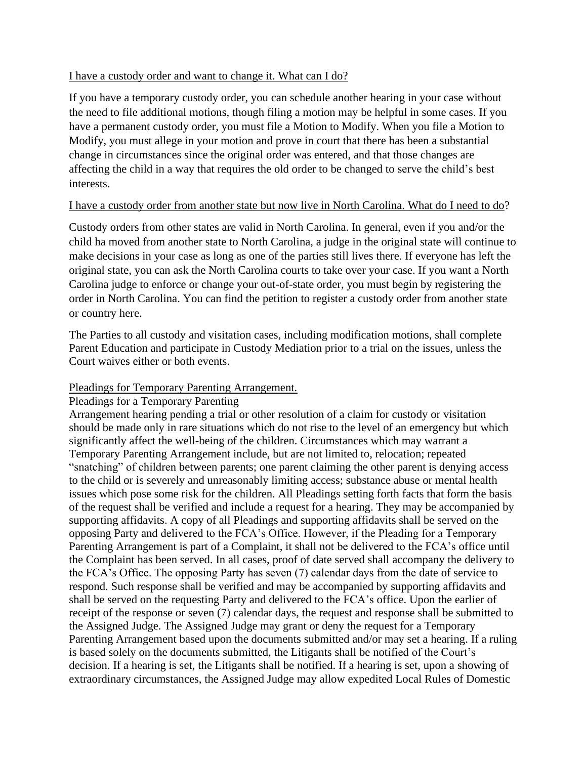<u>I have a custody order and want to change it. What can I do?</u>

If you have a temporary custody order, you can schedule another hearing in your case without the need to file additional motions, though filing a motion may be helpful in some cases. If you have a permanent custody order, you must file a Motion to Modify. When you file a Motion to Modify, you must allege in your motion and prove in court that there has been a substantial change in circumstances since the original order was entered, and that those changes are affecting the child in a way that requires the old order to be changed to serve the child's best interests.

<u>I have a custody order from another state but now live in North Carolina. What do I need to do</u>?

Custody orders from other states are valid in North Carolina. In general, even if you and/or the child ha moved from another state to North Carolina, a judge in the original state will continue to make decisions in your case as long as one of the parties still lives there. If everyone has left the original state, you can ask the North Carolina courts to take over your case. If you want a North Carolina judge to enforce or change your out-of-state order, you must begin by registering the order in North Carolina. You can find the petition to register a custody order from another state or country here.

The Parties to all custody and visitation cases, including modification motions, shall complete Parent Education and participate in Custody Mediation prior to a trial on the issues, unless the Court waives either or both events.

<u>Pleadings for Temporary Parenting Arrangement.</u>

Pleadings for a Temporary Parenting
Arrangement hearing pending a trial or other resolution of a claim for custody or visitation should be made only in rare situations which do not rise to the level of an emergency but which significantly affect the well-being of the children. Circumstances which may warrant a Temporary Parenting Arrangement include, but are not limited to, relocation; repeated "snatching" of children between parents; one parent claiming the other parent is denying access to the child or is severely and unreasonably limiting access; substance abuse or mental health issues which pose some risk for the children. All Pleadings setting forth facts that form the basis of the request shall be verified and include a request for a hearing. They may be accompanied by supporting affidavits. A copy of all Pleadings and supporting affidavits shall be served on the opposing Party and delivered to the FCA's Office. However, if the Pleading for a Temporary Parenting Arrangement is part of a Complaint, it shall not be delivered to the FCA's office until the Complaint has been served. In all cases, proof of date served shall accompany the delivery to the FCA's Office. The opposing Party has seven (7) calendar days from the date of service to respond. Such response shall be verified and may be accompanied by supporting affidavits and shall be served on the requesting Party and delivered to the FCA's office. Upon the earlier of receipt of the response or seven (7) calendar days, the request and response shall be submitted to the Assigned Judge. The Assigned Judge may grant or deny the request for a Temporary Parenting Arrangement based upon the documents submitted and/or may set a hearing. If a ruling is based solely on the documents submitted, the Litigants shall be notified of the Court's decision. If a hearing is set, the Litigants shall be notified. If a hearing is set, upon a showing of extraordinary circumstances, the Assigned Judge may allow expedited Local Rules of Domestic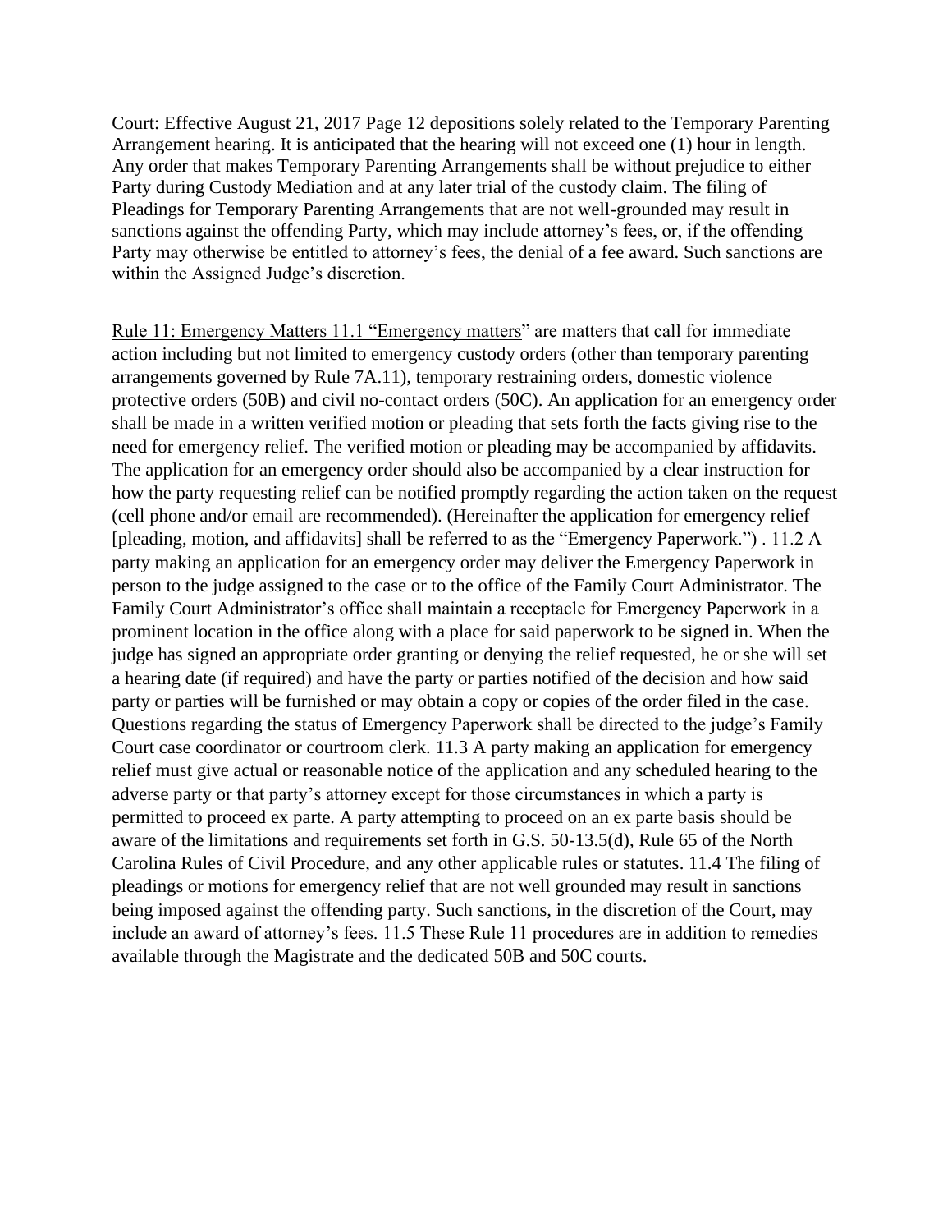Court: Effective August 21, 2017 Page 12 depositions solely related to the Temporary Parenting Arrangement hearing. It is anticipated that the hearing will not exceed one (1) hour in length. Any order that makes Temporary Parenting Arrangements shall be without prejudice to either Party during Custody Mediation and at any later trial of the custody claim. The filing of Pleadings for Temporary Parenting Arrangements that are not well-grounded may result in sanctions against the offending Party, which may include attorney's fees, or, if the offending Party may otherwise be entitled to attorney's fees, the denial of a fee award. Such sanctions are within the Assigned Judge's discretion.

<u>Rule 11: Emergency Matters 11.1 "Emergency matters</u>" are matters that call for immediate action including but not limited to emergency custody orders (other than temporary parenting arrangements governed by Rule 7A.11), temporary restraining orders, domestic violence protective orders (50B) and civil no-contact orders (50C). An application for an emergency order shall be made in a written verified motion or pleading that sets forth the facts giving rise to the need for emergency relief. The verified motion or pleading may be accompanied by affidavits. The application for an emergency order should also be accompanied by a clear instruction for how the party requesting relief can be notified promptly regarding the action taken on the request (cell phone and/or email are recommended). (Hereinafter the application for emergency relief [pleading, motion, and affidavits] shall be referred to as the "Emergency Paperwork.") . 11.2 A party making an application for an emergency order may deliver the Emergency Paperwork in person to the judge assigned to the case or to the office of the Family Court Administrator. The Family Court Administrator's office shall maintain a receptacle for Emergency Paperwork in a prominent location in the office along with a place for said paperwork to be signed in. When the judge has signed an appropriate order granting or denying the relief requested, he or she will set a hearing date (if required) and have the party or parties notified of the decision and how said party or parties will be furnished or may obtain a copy or copies of the order filed in the case. Questions regarding the status of Emergency Paperwork shall be directed to the judge's Family Court case coordinator or courtroom clerk. 11.3 A party making an application for emergency relief must give actual or reasonable notice of the application and any scheduled hearing to the adverse party or that party's attorney except for those circumstances in which a party is permitted to proceed ex parte. A party attempting to proceed on an ex parte basis should be aware of the limitations and requirements set forth in G.S. 50-13.5(d), Rule 65 of the North Carolina Rules of Civil Procedure, and any other applicable rules or statutes. 11.4 The filing of pleadings or motions for emergency relief that are not well grounded may result in sanctions being imposed against the offending party. Such sanctions, in the discretion of the Court, may include an award of attorney's fees. 11.5 These Rule 11 procedures are in addition to remedies available through the Magistrate and the dedicated 50B and 50C courts.